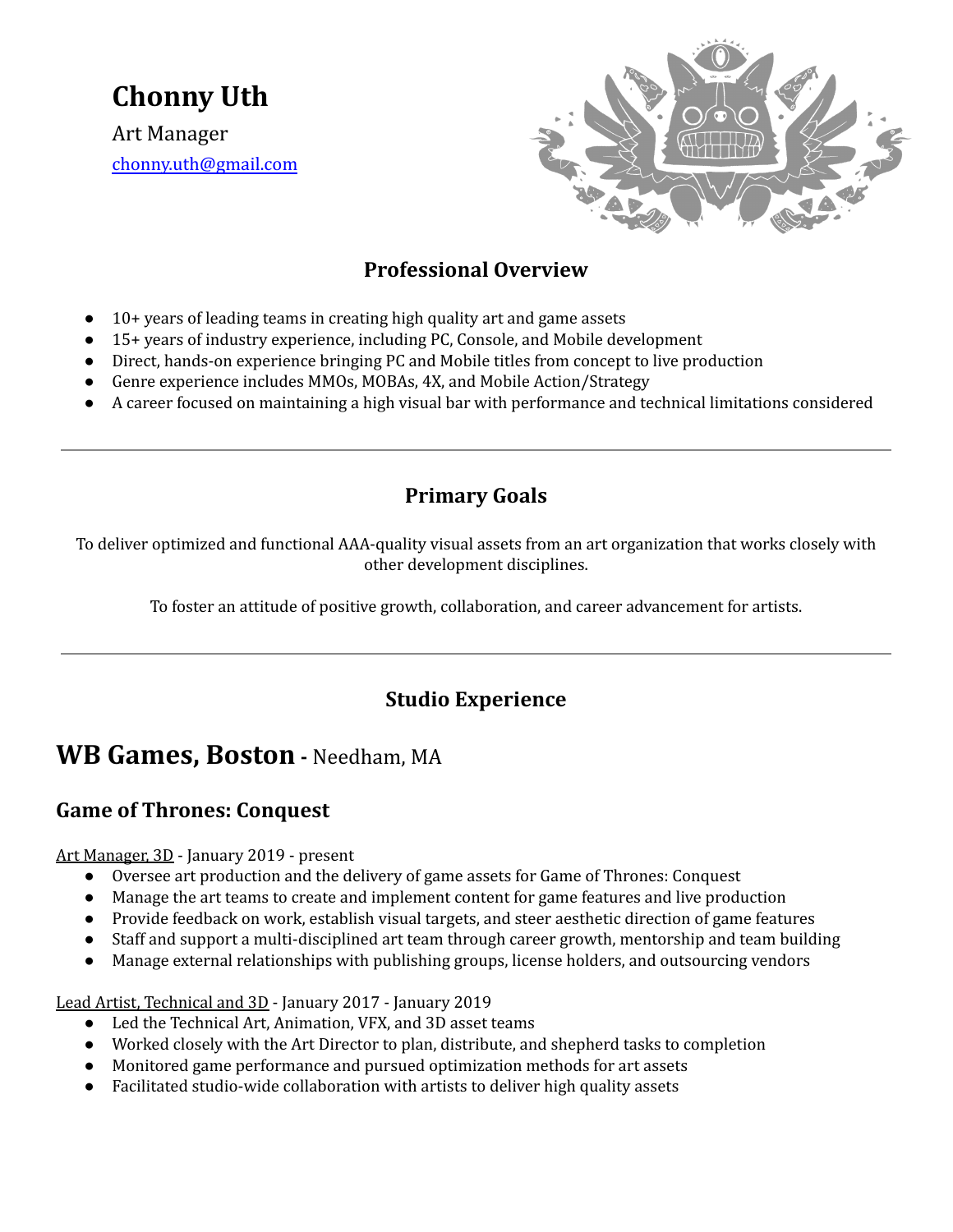# Chonny Uth

Art Manager

chonny.uth@gmail.com

## Professional Overview

- 10+ years of leading teams in creating high quality art and game assets
- 15+ years of industry experience, including PC, Console, and Mobile development
- Direct, hands-on experience bringing PC and Mobile titles from concept to live production
- Genre experience includes MMOs, MOBAs, 4X, and Mobile Action/Strategy
- A career focused on maintaining a high visual bar with performance and technical limitations considered

---

## Primary Goals

To deliver optimized and functional AAA-quality visual assets from an art organization that works closely with other development disciplines.

To foster an attitude of positive growth, collaboration, and career advancement for artists.

---

## Studio Experience

# WB Games, Boston - Needham, MA

### Game of Thrones: Conquest

Art Manager, 3D - January 2019 - present

- Oversee art production and the delivery of game assets for Game of Thrones: Conquest
- Manage the art teams to create and implement content for game features and live production
- Provide feedback on work, establish visual targets, and steer aesthetic direction of game features
- Staff and support a multi-disciplined art team through career growth, mentorship and team building
- Manage external relationships with publishing groups, license holders, and outsourcing vendors

Lead Artist, Technical and 3D - January 2017 - January 2019

- Led the Technical Art, Animation, VFX, and 3D asset teams
- Worked closely with the Art Director to plan, distribute, and shepherd tasks to completion
- Monitored game performance and pursued optimization methods for art assets
- Facilitated studio-wide collaboration with artists to deliver high quality assets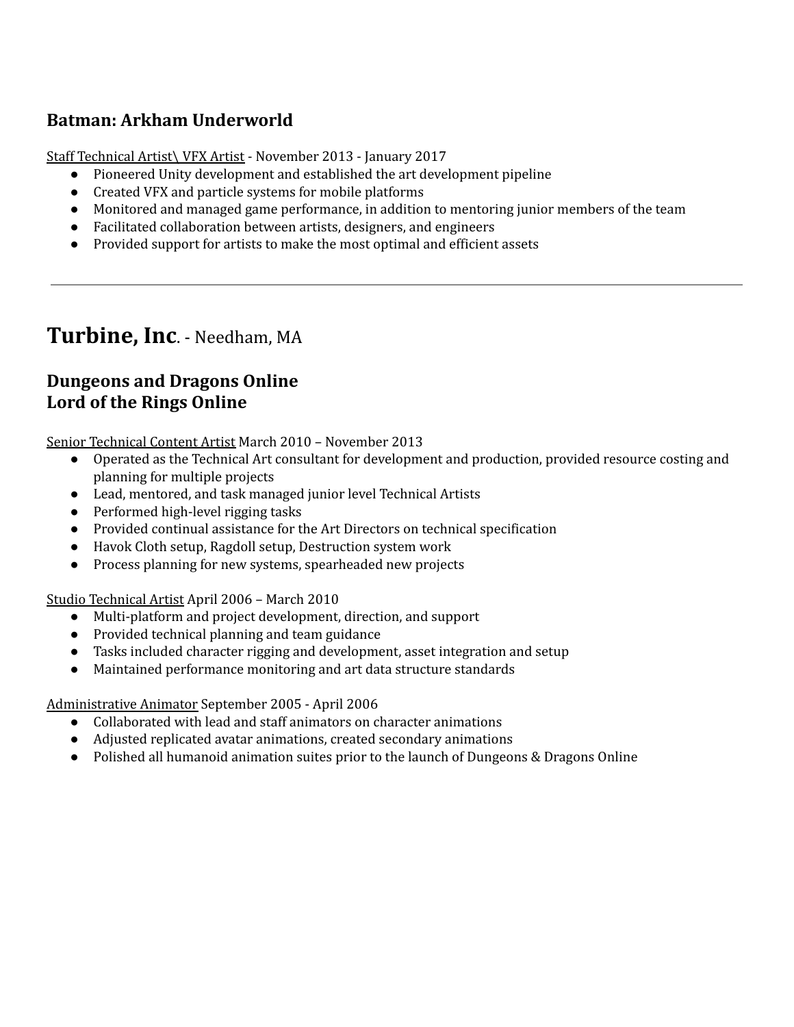### Batman: Arkham Underworld

Staff Technical Artist\ VFX Artist - November 2013 - January 2017

- Pioneered Unity development and established the art development pipeline
- Created VFX and particle systems for mobile platforms
- Monitored and managed game performance, in addition to mentoring junior members of the team
- Facilitated collaboration between artists, designers, and engineers
- Provided support for artists to make the most optimal and efficient assets

---

## **Turbine, Inc**. - Needham, MA

### Dungeons and Dragons Online
### Lord of the Rings Online

Senior Technical Content Artist March 2010 – November 2013

- Operated as the Technical Art consultant for development and production, provided resource costing and planning for multiple projects
- Lead, mentored, and task managed junior level Technical Artists
- Performed high-level rigging tasks
- Provided continual assistance for the Art Directors on technical specification
- Havok Cloth setup, Ragdoll setup, Destruction system work
- Process planning for new systems, spearheaded new projects

Studio Technical Artist April 2006 – March 2010

- Multi-platform and project development, direction, and support
- Provided technical planning and team guidance
- Tasks included character rigging and development, asset integration and setup
- Maintained performance monitoring and art data structure standards

Administrative Animator September 2005 - April 2006

- Collaborated with lead and staff animators on character animations
- Adjusted replicated avatar animations, created secondary animations
- Polished all humanoid animation suites prior to the launch of Dungeons & Dragons Online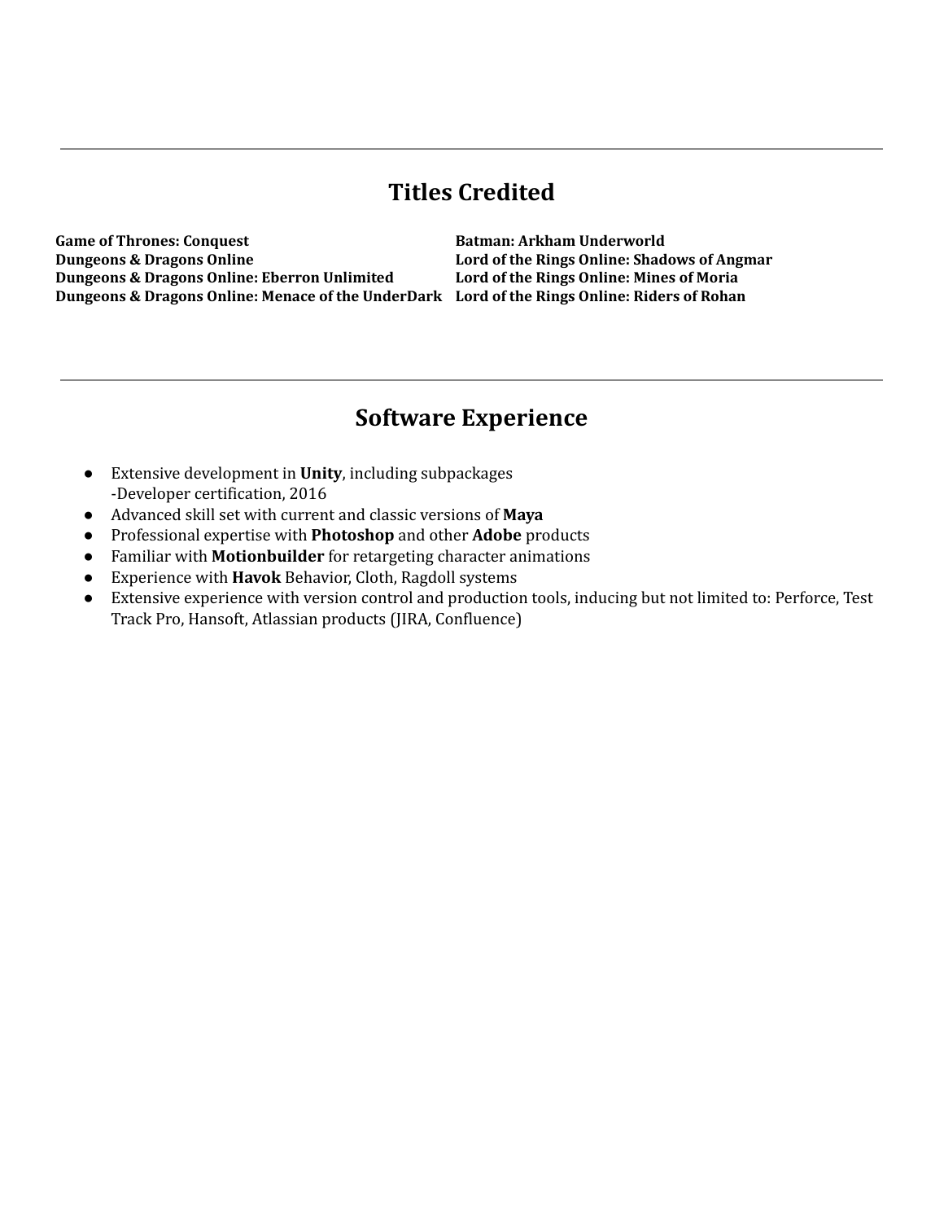## Titles Credited

**Game of Thrones: Conquest**
**Dungeons & Dragons Online**
**Dungeons & Dragons Online: Eberron Unlimited**
**Dungeons & Dragons Online: Menace of the UnderDark**
**Batman: Arkham Underworld**
**Lord of the Rings Online: Shadows of Angmar**
**Lord of the Rings Online: Mines of Moria**
**Lord of the Rings Online: Riders of Rohan**

## Software Experience

- Extensive development in **Unity**, including subpackages
  -Developer certification, 2016
- Advanced skill set with current and classic versions of **Maya**
- Professional expertise with **Photoshop** and other **Adobe** products
- Familiar with **Motionbuilder** for retargeting character animations
- Experience with **Havok** Behavior, Cloth, Ragdoll systems
- Extensive experience with version control and production tools, inducing but not limited to: Perforce, Test Track Pro, Hansoft, Atlassian products (JIRA, Confluence)